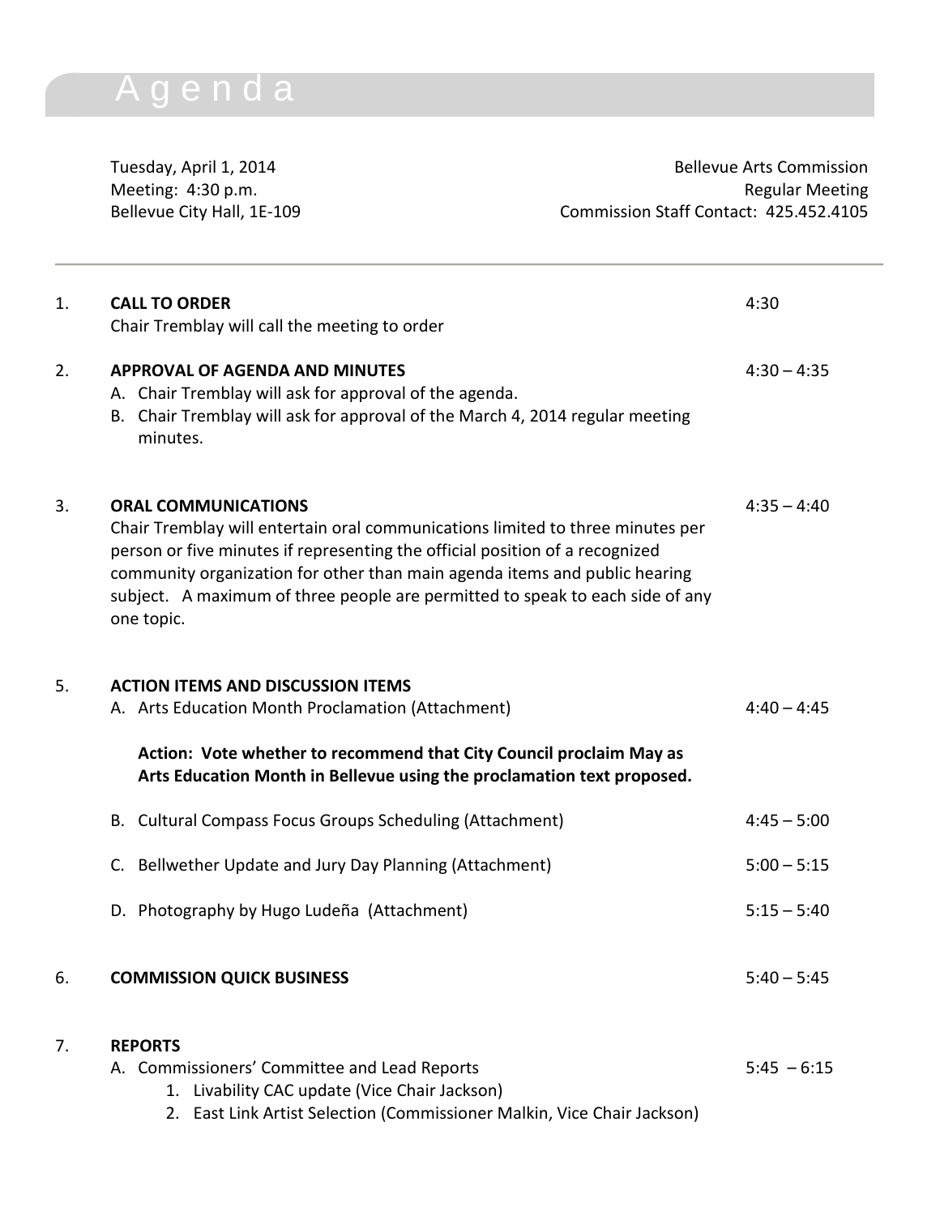# Agenda

Tuesday, April 1, 2014
Meeting: 4:30 p.m.
Bellevue City Hall, 1E-109

Bellevue Arts Commission
Regular Meeting
Commission Staff Contact: 425.452.4105

---

1. **CALL TO ORDER** — 4:30

   Chair Tremblay will call the meeting to order

2. **APPROVAL OF AGENDA AND MINUTES** — 4:30 – 4:35

   A. Chair Tremblay will ask for approval of the agenda.

   B. Chair Tremblay will ask for approval of the March 4, 2014 regular meeting minutes.

3. **ORAL COMMUNICATIONS** — 4:35 – 4:40

   Chair Tremblay will entertain oral communications limited to three minutes per person or five minutes if representing the official position of a recognized community organization for other than main agenda items and public hearing subject. A maximum of three people are permitted to speak to each side of any one topic.

5. **ACTION ITEMS AND DISCUSSION ITEMS**

   A. Arts Education Month Proclamation (Attachment) — 4:40 – 4:45

      **Action: Vote whether to recommend that City Council proclaim May as Arts Education Month in Bellevue using the proclamation text proposed.**

   B. Cultural Compass Focus Groups Scheduling (Attachment) — 4:45 – 5:00

   C. Bellwether Update and Jury Day Planning (Attachment) — 5:00 – 5:15

   D. Photography by Hugo Ludeña (Attachment) — 5:15 – 5:40

6. **COMMISSION QUICK BUSINESS** — 5:40 – 5:45

7. **REPORTS**

   A. Commissioners' Committee and Lead Reports — 5:45 – 6:15

      1. Livability CAC update (Vice Chair Jackson)
      2. East Link Artist Selection (Commissioner Malkin, Vice Chair Jackson)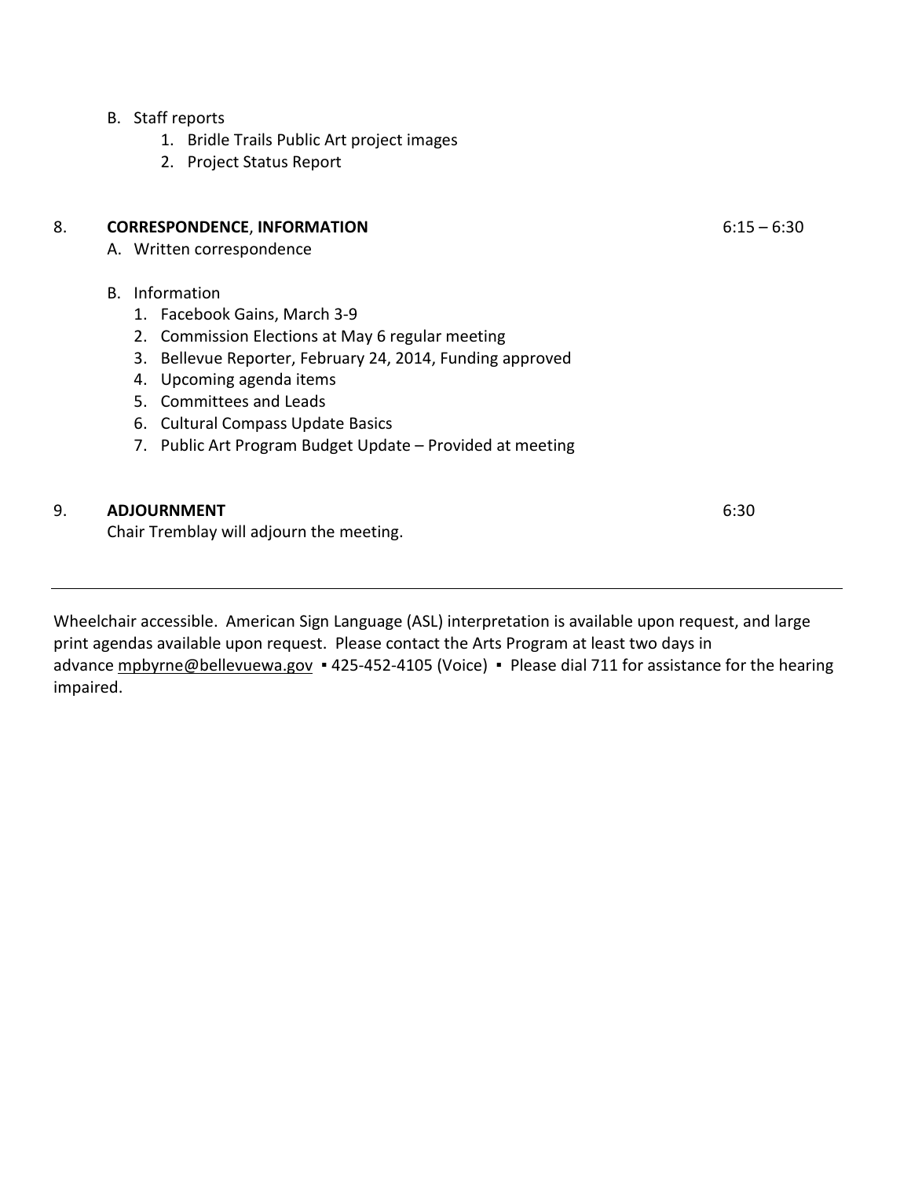B. Staff reports
   1. Bridle Trails Public Art project images
   2. Project Status Report

8. **CORRESPONDENCE**, **INFORMATION** 6:15 – 6:30

A. Written correspondence

B. Information
   1. Facebook Gains, March 3-9
   2. Commission Elections at May 6 regular meeting
   3. Bellevue Reporter, February 24, 2014, Funding approved
   4. Upcoming agenda items
   5. Committees and Leads
   6. Cultural Compass Update Basics
   7. Public Art Program Budget Update – Provided at meeting

9. **ADJOURNMENT** 6:30

Chair Tremblay will adjourn the meeting.

---

Wheelchair accessible. American Sign Language (ASL) interpretation is available upon request, and large print agendas available upon request. Please contact the Arts Program at least two days in advance mpbyrne@bellevuewa.gov ▪ 425-452-4105 (Voice) ▪ Please dial 711 for assistance for the hearing impaired.